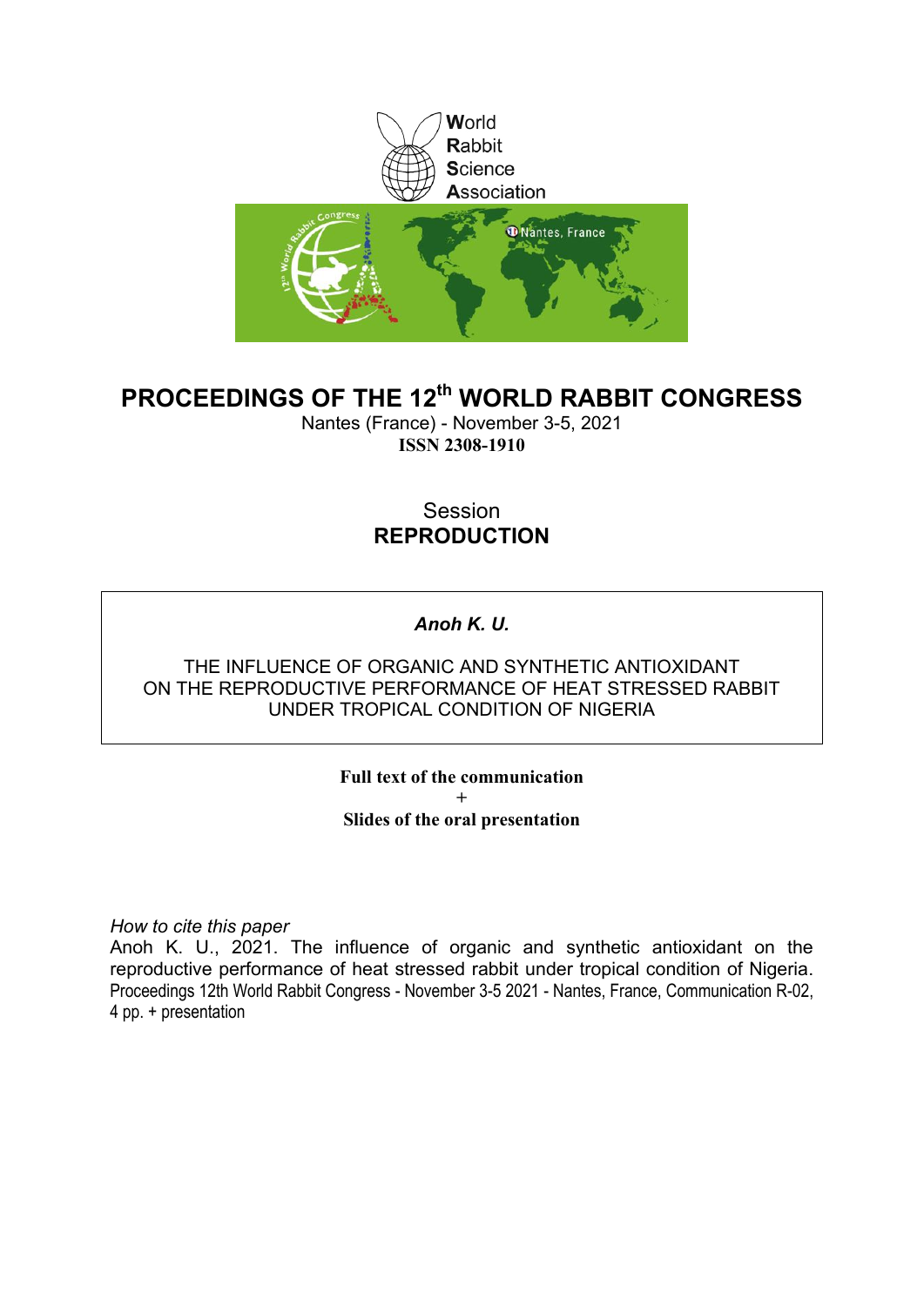World
Rabbit
Science
Association

# PROCEEDINGS OF THE 12th WORLD RABBIT CONGRESS

Nantes (France) - November 3-5, 2021
**ISSN 2308-1910**

Session
**REPRODUCTION**

***Anoh K. U.***

THE INFLUENCE OF ORGANIC AND SYNTHETIC ANTIOXIDANT ON THE REPRODUCTIVE PERFORMANCE OF HEAT STRESSED RABBIT UNDER TROPICAL CONDITION OF NIGERIA

**Full text of the communication**
+
**Slides of the oral presentation**

*How to cite this paper*
Anoh K. U., 2021. The influence of organic and synthetic antioxidant on the reproductive performance of heat stressed rabbit under tropical condition of Nigeria. Proceedings 12th World Rabbit Congress - November 3-5 2021 - Nantes, France, Communication R-02, 4 pp. + presentation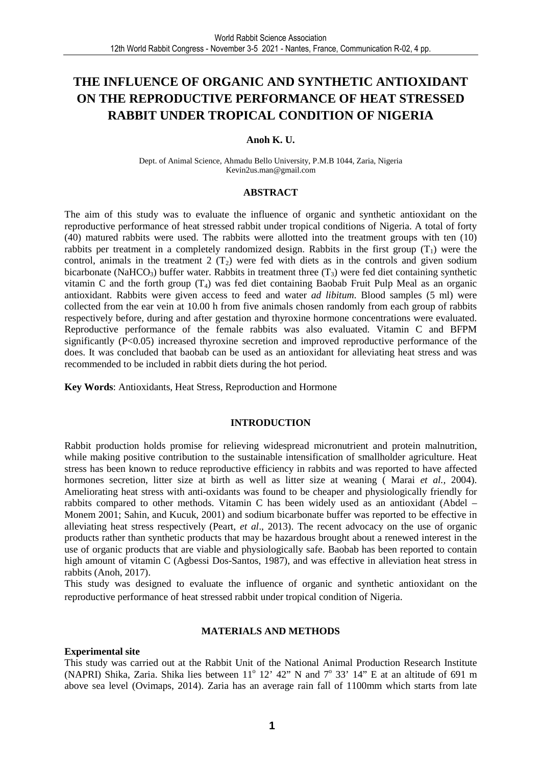# THE INFLUENCE OF ORGANIC AND SYNTHETIC ANTIOXIDANT ON THE REPRODUCTIVE PERFORMANCE OF HEAT STRESSED RABBIT UNDER TROPICAL CONDITION OF NIGERIA

**Anoh K. U.**

Dept. of Animal Science, Ahmadu Bello University, P.M.B 1044, Zaria, Nigeria
Kevin2us.man@gmail.com

## ABSTRACT

The aim of this study was to evaluate the influence of organic and synthetic antioxidant on the reproductive performance of heat stressed rabbit under tropical conditions of Nigeria. A total of forty (40) matured rabbits were used. The rabbits were allotted into the treatment groups with ten (10) rabbits per treatment in a completely randomized design. Rabbits in the first group ($T_1$) were the control, animals in the treatment 2 ($T_2$) were fed with diets as in the controls and given sodium bicarbonate ($NaHCO_3$) buffer water. Rabbits in treatment three ($T_3$) were fed diet containing synthetic vitamin C and the forth group ($T_4$) was fed diet containing Baobab Fruit Pulp Meal as an organic antioxidant. Rabbits were given access to feed and water *ad libitum*. Blood samples (5 ml) were collected from the ear vein at 10.00 h from five animals chosen randomly from each group of rabbits respectively before, during and after gestation and thyroxine hormone concentrations were evaluated. Reproductive performance of the female rabbits was also evaluated. Vitamin C and BFPM significantly ($P<0.05$) increased thyroxine secretion and improved reproductive performance of the does. It was concluded that baobab can be used as an antioxidant for alleviating heat stress and was recommended to be included in rabbit diets during the hot period.

**Key Words**: Antioxidants, Heat Stress, Reproduction and Hormone

## INTRODUCTION

Rabbit production holds promise for relieving widespread micronutrient and protein malnutrition, while making positive contribution to the sustainable intensification of smallholder agriculture. Heat stress has been known to reduce reproductive efficiency in rabbits and was reported to have affected hormones secretion, litter size at birth as well as litter size at weaning ( Marai *et al.,* 2004). Ameliorating heat stress with anti-oxidants was found to be cheaper and physiologically friendly for rabbits compared to other methods. Vitamin C has been widely used as an antioxidant (Abdel – Monem 2001; Sahin, and Kucuk, 2001) and sodium bicarbonate buffer was reported to be effective in alleviating heat stress respectively (Peart, *et al*., 2013). The recent advocacy on the use of organic products rather than synthetic products that may be hazardous brought about a renewed interest in the use of organic products that are viable and physiologically safe. Baobab has been reported to contain high amount of vitamin C (Agbessi Dos-Santos, 1987), and was effective in alleviation heat stress in rabbits (Anoh, 2017).

This study was designed to evaluate the influence of organic and synthetic antioxidant on the reproductive performance of heat stressed rabbit under tropical condition of Nigeria.

## MATERIALS AND METHODS

**Experimental site**

This study was carried out at the Rabbit Unit of the National Animal Production Research Institute (NAPRI) Shika, Zaria. Shika lies between 11° 12' 42" N and 7° 33' 14" E at an altitude of 691 m above sea level (Ovimaps, 2014). Zaria has an average rain fall of 1100mm which starts from late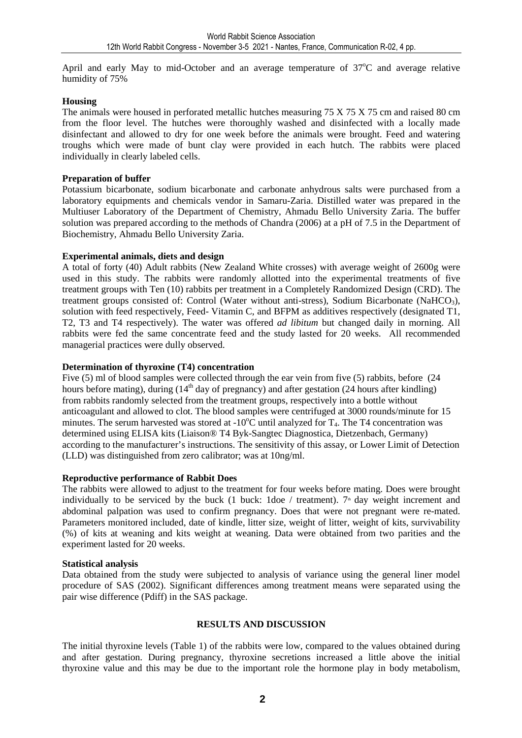April and early May to mid-October and an average temperature of 37°C and average relative humidity of 75%

**Housing**

The animals were housed in perforated metallic hutches measuring 75 X 75 X 75 cm and raised 80 cm from the floor level. The hutches were thoroughly washed and disinfected with a locally made disinfectant and allowed to dry for one week before the animals were brought. Feed and watering troughs which were made of bunt clay were provided in each hutch. The rabbits were placed individually in clearly labeled cells.

**Preparation of buffer**

Potassium bicarbonate, sodium bicarbonate and carbonate anhydrous salts were purchased from a laboratory equipments and chemicals vendor in Samaru-Zaria. Distilled water was prepared in the Multiuser Laboratory of the Department of Chemistry, Ahmadu Bello University Zaria. The buffer solution was prepared according to the methods of Chandra (2006) at a pH of 7.5 in the Department of Biochemistry, Ahmadu Bello University Zaria.

**Experimental animals, diets and design**

A total of forty (40) Adult rabbits (New Zealand White crosses) with average weight of 2600g were used in this study. The rabbits were randomly allotted into the experimental treatments of five treatment groups with Ten (10) rabbits per treatment in a Completely Randomized Design (CRD). The treatment groups consisted of: Control (Water without anti-stress), Sodium Bicarbonate ($NaHCO_3$), solution with feed respectively, Feed- Vitamin C, and BFPM as additives respectively (designated T1, T2, T3 and T4 respectively). The water was offered *ad libitum* but changed daily in morning. All rabbits were fed the same concentrate feed and the study lasted for 20 weeks. All recommended managerial practices were dully observed.

**Determination of thyroxine (T4) concentration**

Five (5) ml of blood samples were collected through the ear vein from five (5) rabbits, before (24 hours before mating), during (14th day of pregnancy) and after gestation (24 hours after kindling) from rabbits randomly selected from the treatment groups, respectively into a bottle without anticoagulant and allowed to clot. The blood samples were centrifuged at 3000 rounds/minute for 15 minutes. The serum harvested was stored at -10°C until analyzed for $T_4$. The T4 concentration was determined using ELISA kits (Liaison® T4 Byk-Sangtec Diagnostica, Dietzenbach, Germany) according to the manufacturer's instructions. The sensitivity of this assay, or Lower Limit of Detection (LLD) was distinguished from zero calibrator; was at 10ng/ml.

**Reproductive performance of Rabbit Does**

The rabbits were allowed to adjust to the treatment for four weeks before mating. Does were brought individually to be serviced by the buck (1 buck: 1doe / treatment). 7th day weight increment and abdominal palpation was used to confirm pregnancy. Does that were not pregnant were re-mated. Parameters monitored included, date of kindle, litter size, weight of litter, weight of kits, survivability (%) of kits at weaning and kits weight at weaning. Data were obtained from two parities and the experiment lasted for 20 weeks.

**Statistical analysis**

Data obtained from the study were subjected to analysis of variance using the general liner model procedure of SAS (2002). Significant differences among treatment means were separated using the pair wise difference (Pdiff) in the SAS package.

## RESULTS AND DISCUSSION

The initial thyroxine levels (Table 1) of the rabbits were low, compared to the values obtained during and after gestation. During pregnancy, thyroxine secretions increased a little above the initial thyroxine value and this may be due to the important role the hormone play in body metabolism,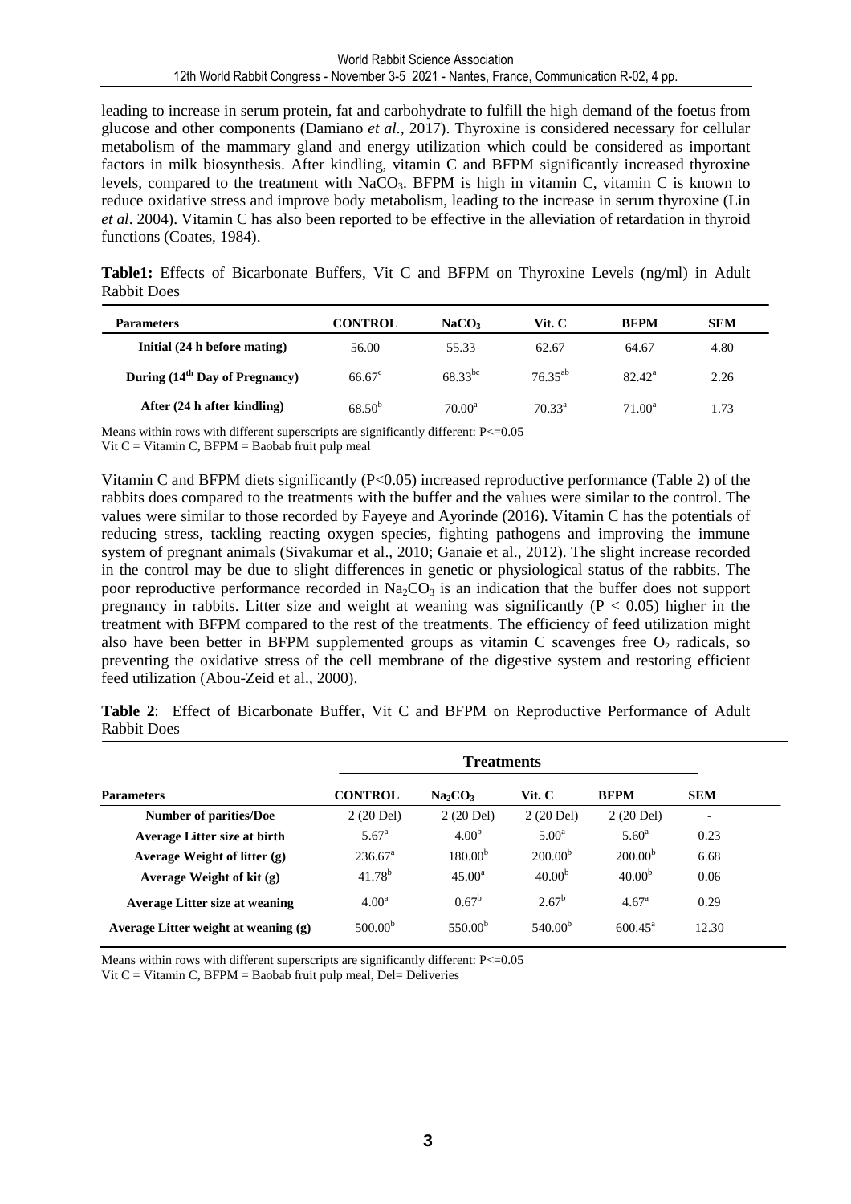leading to increase in serum protein, fat and carbohydrate to fulfill the high demand of the foetus from glucose and other components (Damiano *et al.,* 2017). Thyroxine is considered necessary for cellular metabolism of the mammary gland and energy utilization which could be considered as important factors in milk biosynthesis. After kindling, vitamin C and BFPM significantly increased thyroxine levels, compared to the treatment with $NaCO_3$. BFPM is high in vitamin C, vitamin C is known to reduce oxidative stress and improve body metabolism, leading to the increase in serum thyroxine (Lin *et al*. 2004). Vitamin C has also been reported to be effective in the alleviation of retardation in thyroid functions (Coates, 1984).

**Table1:** Effects of Bicarbonate Buffers, Vit C and BFPM on Thyroxine Levels (ng/ml) in Adult Rabbit Does

| Parameters | CONTROL | $NaCO_3$ | Vit. C | BFPM | SEM |
|---|---|---|---|---|---|
| Initial (24 h before mating) | 56.00 | 55.33 | 62.67 | 64.67 | 4.80 |
| During (14th Day of Pregnancy) | $66.67^{c}$ | $68.33^{bc}$ | $76.35^{ab}$ | $82.42^{a}$ | 2.26 |
| After (24 h after kindling) | $68.50^{b}$ | $70.00^{a}$ | $70.33^{a}$ | $71.00^{a}$ | 1.73 |

Means within rows with different superscripts are significantly different: P<=0.05
Vit C = Vitamin C, BFPM = Baobab fruit pulp meal

Vitamin C and BFPM diets significantly (P<0.05) increased reproductive performance (Table 2) of the rabbits does compared to the treatments with the buffer and the values were similar to the control. The values were similar to those recorded by Fayeye and Ayorinde (2016). Vitamin C has the potentials of reducing stress, tackling reacting oxygen species, fighting pathogens and improving the immune system of pregnant animals (Sivakumar et al., 2010; Ganaie et al., 2012). The slight increase recorded in the control may be due to slight differences in genetic or physiological status of the rabbits. The poor reproductive performance recorded in $Na_2CO_3$ is an indication that the buffer does not support pregnancy in rabbits. Litter size and weight at weaning was significantly ($P < 0.05$) higher in the treatment with BFPM compared to the rest of the treatments. The efficiency of feed utilization might also have been better in BFPM supplemented groups as vitamin C scavenges free $O_2$ radicals, so preventing the oxidative stress of the cell membrane of the digestive system and restoring efficient feed utilization (Abou-Zeid et al., 2000).

**Table 2**: Effect of Bicarbonate Buffer, Vit C and BFPM on Reproductive Performance of Adult Rabbit Does

| | Treatments | | | | |
|---|---|---|---|---|---|
| Parameters | CONTROL | $Na_2CO_3$ | Vit. C | BFPM | SEM |
| Number of parities/Doe | 2 (20 Del) | 2 (20 Del) | 2 (20 Del) | 2 (20 Del) | - |
| Average Litter size at birth | $5.67^{a}$ | $4.00^{b}$ | $5.00^{a}$ | $5.60^{a}$ | 0.23 |
| Average Weight of litter (g) | $236.67^{a}$ | $180.00^{b}$ | $200.00^{b}$ | $200.00^{b}$ | 6.68 |
| Average Weight of kit (g) | $41.78^{b}$ | $45.00^{a}$ | $40.00^{b}$ | $40.00^{b}$ | 0.06 |
| Average Litter size at weaning | $4.00^{a}$ | $0.67^{b}$ | $2.67^{b}$ | $4.67^{a}$ | 0.29 |
| Average Litter weight at weaning (g) | $500.00^{b}$ | $550.00^{b}$ | $540.00^{b}$ | $600.45^{a}$ | 12.30 |

Means within rows with different superscripts are significantly different: P<=0.05
Vit C = Vitamin C, BFPM = Baobab fruit pulp meal, Del= Deliveries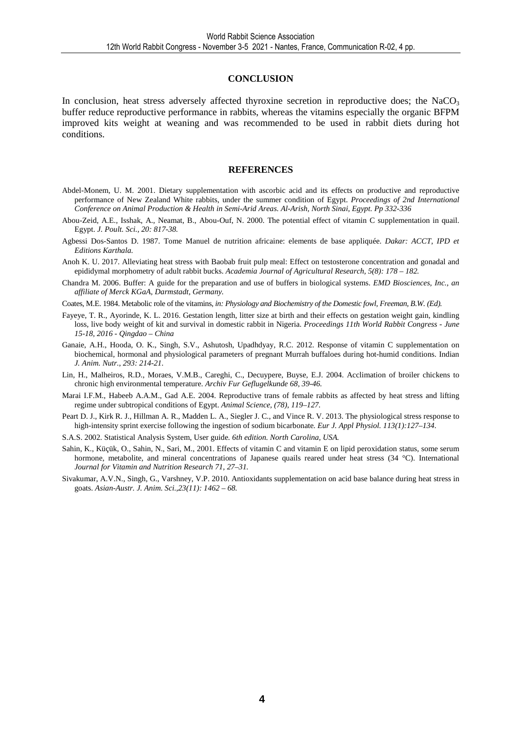## CONCLUSION

In conclusion, heat stress adversely affected thyroxine secretion in reproductive does; the $NaCO_3$ buffer reduce reproductive performance in rabbits, whereas the vitamins especially the organic BFPM improved kits weight at weaning and was recommended to be used in rabbit diets during hot conditions.

## REFERENCES

Abdel-Monem, U. M. 2001. Dietary supplementation with ascorbic acid and its effects on productive and reproductive performance of New Zealand White rabbits, under the summer condition of Egypt. *Proceedings of 2nd International Conference on Animal Production & Health in Semi-Arid Areas. Al-Arish, North Sinai, Egypt. Pp 332-336*

Abou-Zeid, A.E., Isshak, A., Neamat, B., Abou-Ouf, N. 2000. The potential effect of vitamin C supplementation in quail. Egypt. *J. Poult. Sci., 20: 817-38.*

Agbessi Dos-Santos D. 1987. Tome Manuel de nutrition africaine: elements de base appliquée. *Dakar: ACCT, IPD et Editions Karthala.*

Anoh K. U. 2017. Alleviating heat stress with Baobab fruit pulp meal: Effect on testosterone concentration and gonadal and epididymal morphometry of adult rabbit bucks. *Academia Journal of Agricultural Research, 5(8): 178 – 182.*

Chandra M. 2006. Buffer: A guide for the preparation and use of buffers in biological systems. *EMD Biosciences, Inc., an affiliate of Merck KGaA, Darmstadt, Germany.*

Coates, M.E. 1984. Metabolic role of the vitamins, *in: Physiology and Biochemistry of the Domestic fowl, Freeman, B.W. (Ed).*

Fayeye, T. R., Ayorinde, K. L. 2016. Gestation length, litter size at birth and their effects on gestation weight gain, kindling loss, live body weight of kit and survival in domestic rabbit in Nigeria. *Proceedings 11th World Rabbit Congress - June 15-18, 2016 - Qingdao – China*

Ganaie, A.H., Hooda, O. K., Singh, S.V., Ashutosh, Upadhdyay, R.C. 2012. Response of vitamin C supplementation on biochemical, hormonal and physiological parameters of pregnant Murrah buffaloes during hot-humid conditions. Indian *J. Anim. Nutr., 293: 214-21.*

Lin, H., Malheiros, R.D., Moraes, V.M.B., Careghi, C., Decuypere, Buyse, E.J. 2004. Acclimation of broiler chickens to chronic high environmental temperature. *Archiv Fur Geflugelkunde 68, 39-46.*

Marai I.F.M., Habeeb A.A.M., Gad A.E. 2004. Reproductive trans of female rabbits as affected by heat stress and lifting regime under subtropical conditions of Egypt. *Animal Science, (78), 119–127.*

Peart D. J., Kirk R. J., Hillman A. R., Madden L. A., Siegler J. C., and Vince R. V. 2013. The physiological stress response to high-intensity sprint exercise following the ingestion of sodium bicarbonate. *Eur J. Appl Physiol. 113(1):127–134.*

S.A.S. 2002. Statistical Analysis System, User guide. *6th edition. North Carolina, USA.*

Sahin, K., Küçük, O., Sahin, N., Sari, M., 2001. Effects of vitamin C and vitamin E on lipid peroxidation status, some serum hormone, metabolite, and mineral concentrations of Japanese quails reared under heat stress (34 °C). International *Journal for Vitamin and Nutrition Research 71, 27–31.*

Sivakumar, A.V.N., Singh, G., Varshney, V.P. 2010. Antioxidants supplementation on acid base balance during heat stress in goats. *Asian-Austr. J. Anim. Sci.,23(11): 1462 – 68.*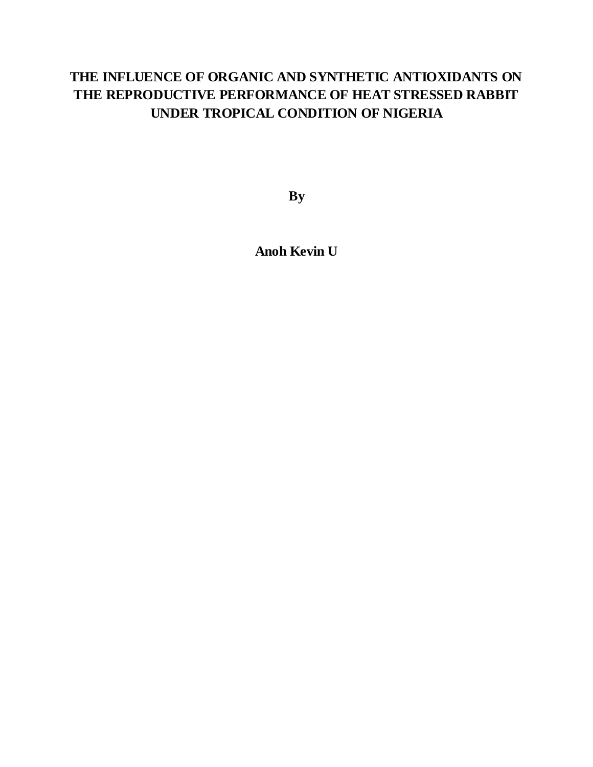# THE INFLUENCE OF ORGANIC AND SYNTHETIC ANTIOXIDANTS ON THE REPRODUCTIVE PERFORMANCE OF HEAT STRESSED RABBIT UNDER TROPICAL CONDITION OF NIGERIA

**By**

**Anoh Kevin U**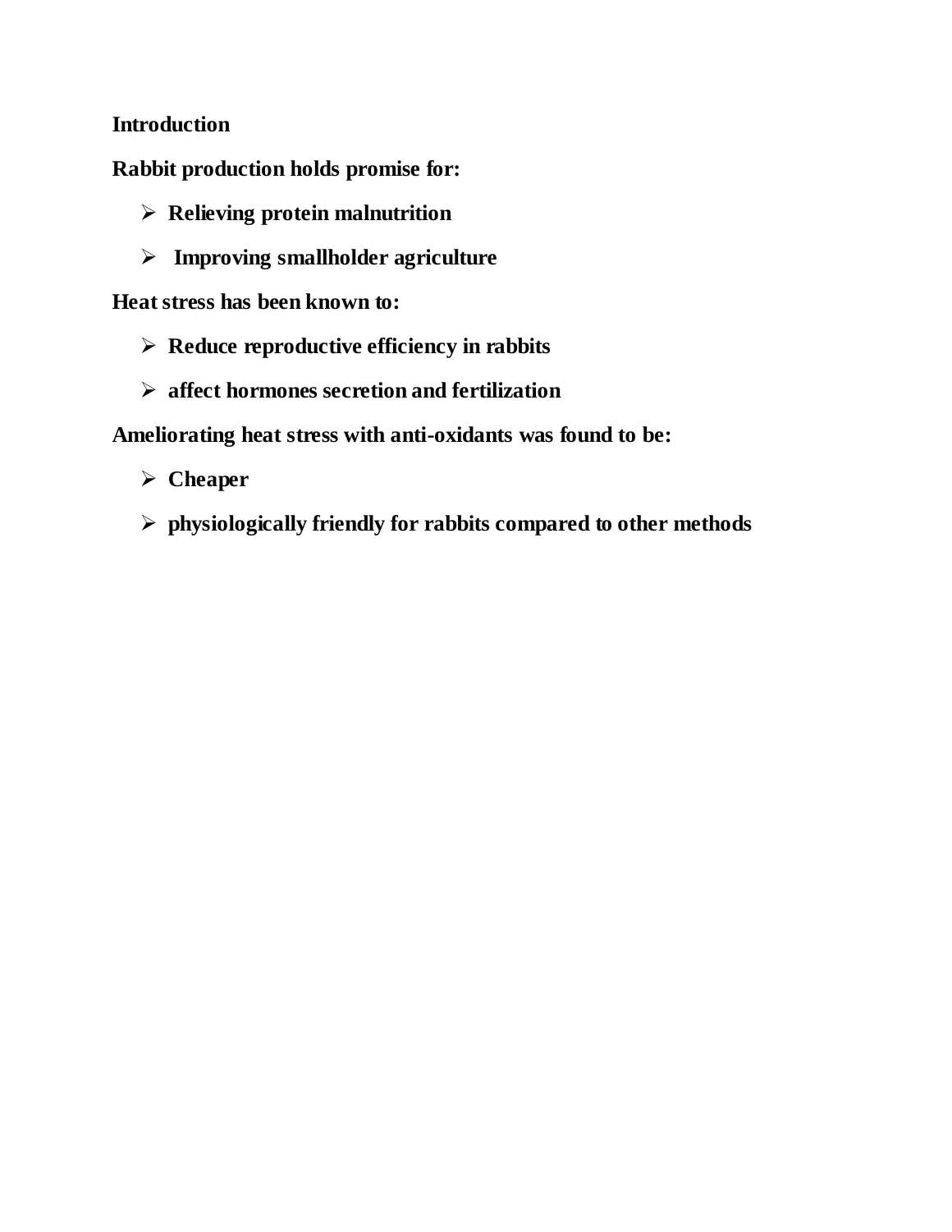## Introduction

**Rabbit production holds promise for:**

- **Relieving protein malnutrition**
- **Improving smallholder agriculture**

**Heat stress has been known to:**

- **Reduce reproductive efficiency in rabbits**
- **affect hormones secretion and fertilization**

**Ameliorating heat stress with anti-oxidants was found to be:**

- **Cheaper**
- **physiologically friendly for rabbits compared to other methods**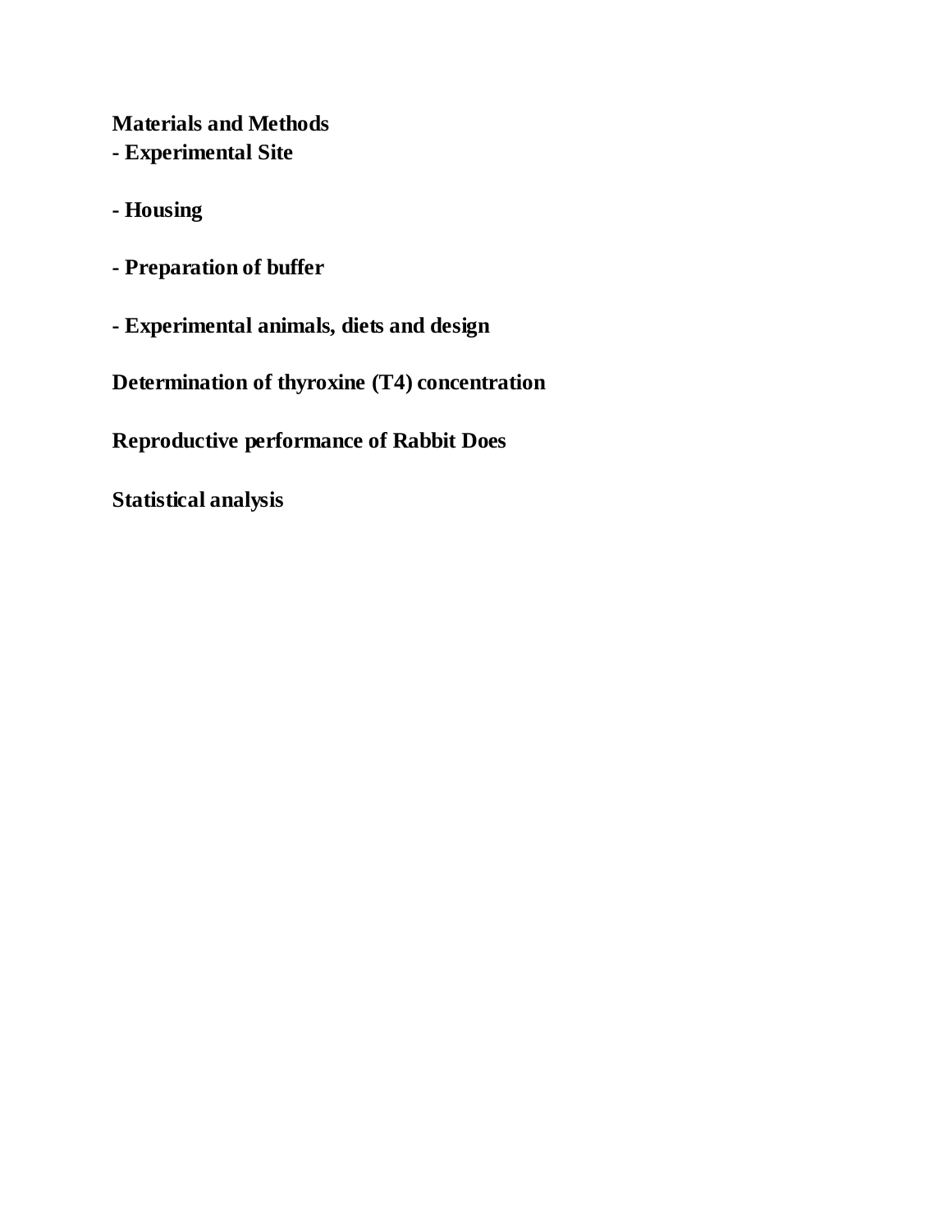**Materials and Methods**

**- Experimental Site**

**- Housing**

**- Preparation of buffer**

**- Experimental animals, diets and design**

**Determination of thyroxine (T4) concentration**

**Reproductive performance of Rabbit Does**

**Statistical analysis**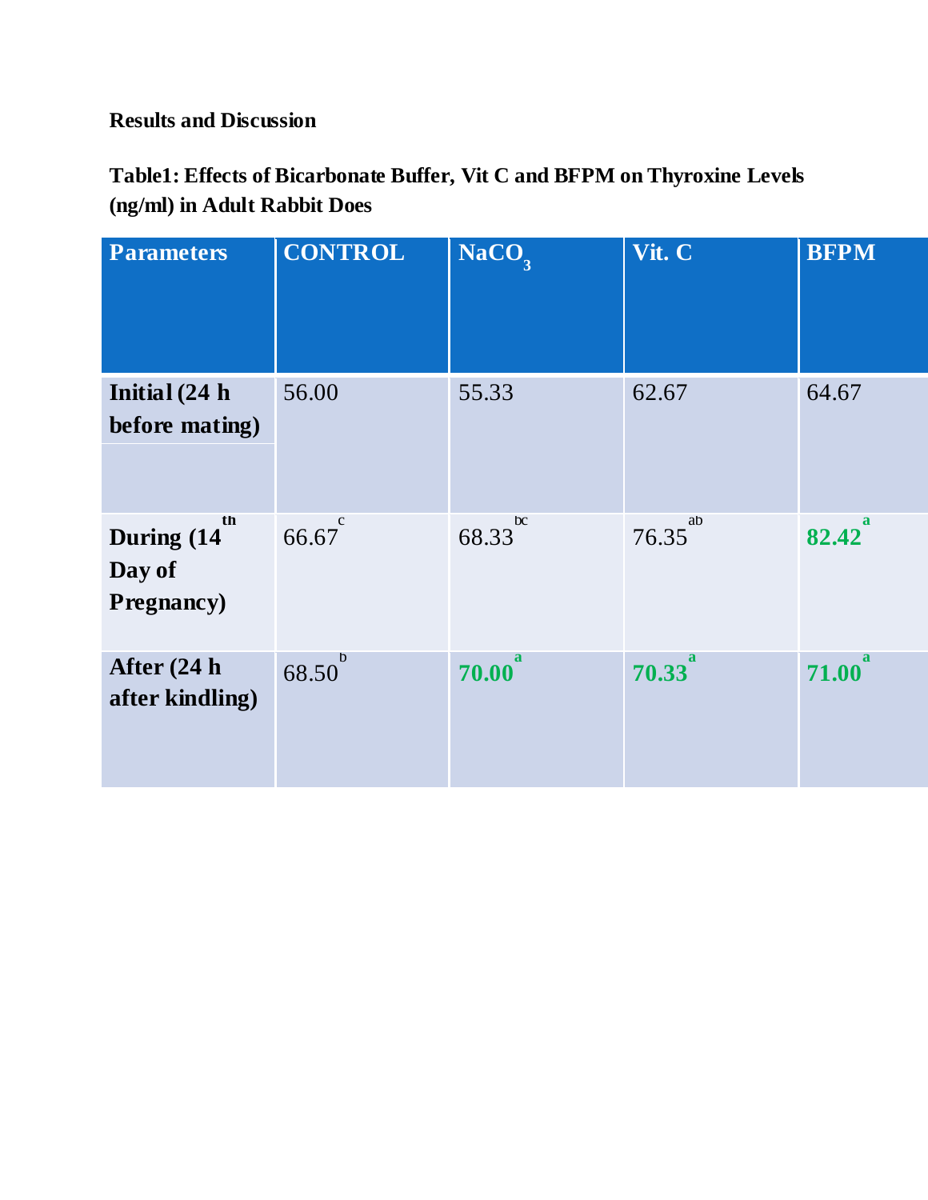**Results and Discussion**

**Table1: Effects of Bicarbonate Buffer, Vit C and BFPM on Thyroxine Levels (ng/ml) in Adult Rabbit Does**

| Parameters | CONTROL | $NaCO_3$ | Vit. C | BFPM |
|---|---|---|---|---|
| **Initial (24 h before mating)** | 56.00 | 55.33 | 62.67 | 64.67 |
| **During (14th Day of Pregnancy)** | $66.67^{c}$ | $68.33^{bc}$ | $76.35^{ab}$ | **$82.42^{a}$** |
| **After (24 h after kindling)** | $68.50^{b}$ | **$70.00^{a}$** | **$70.33^{a}$** | **$71.00^{a}$** |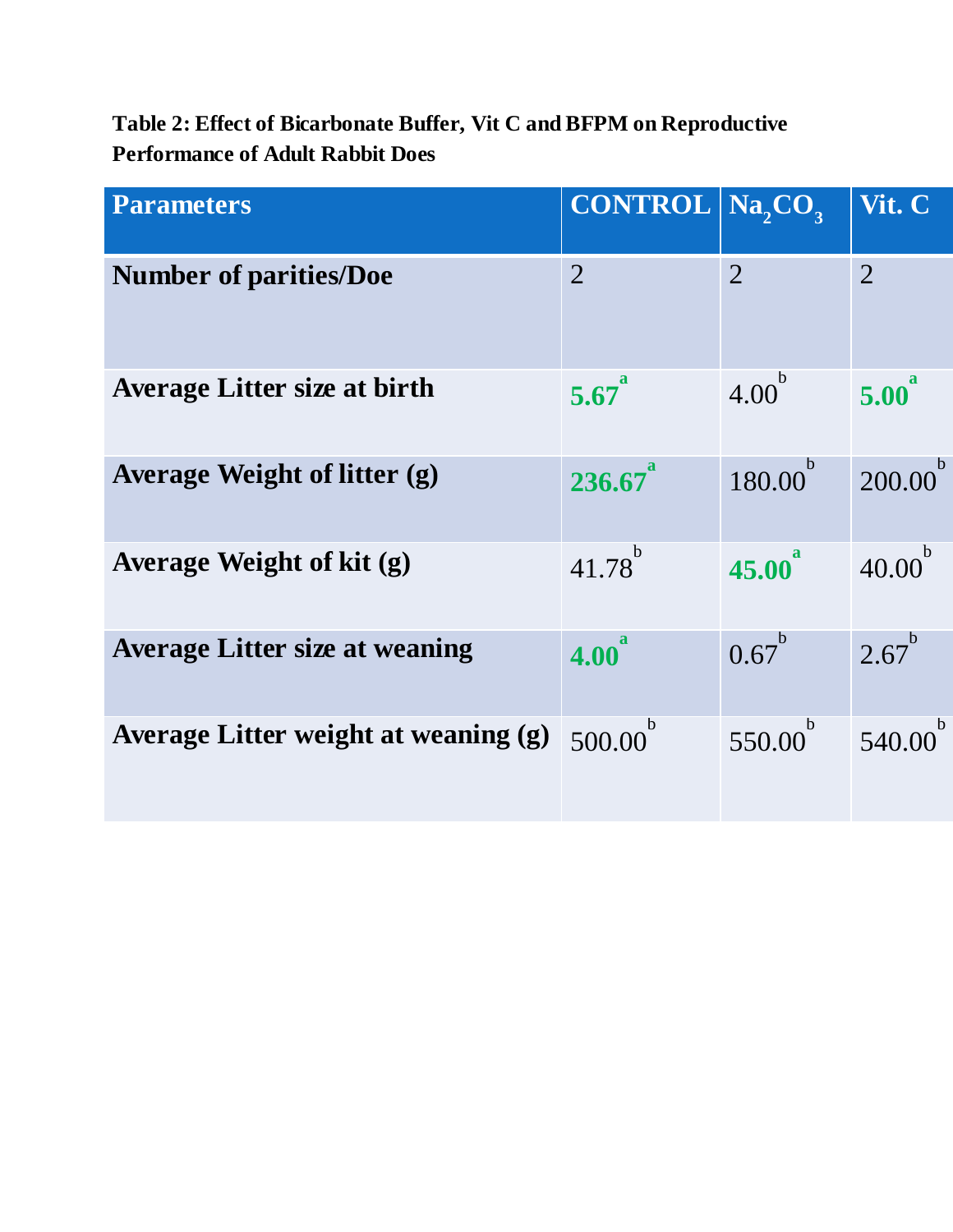**Table 2: Effect of Bicarbonate Buffer, Vit C and BFPM on Reproductive Performance of Adult Rabbit Does**

| Parameters | CONTROL | $Na_2CO_3$ | Vit. C |
|---|---|---|---|
| Number of parities/Doe | 2 | 2 | 2 |
| Average Litter size at birth | **5.67**[a] | 4.00[b] | **5.00**[a] |
| Average Weight of litter (g) | **236.67**[a] | 180.00[b] | 200.00[b] |
| Average Weight of kit (g) | 41.78[b] | **45.00**[a] | 40.00[b] |
| Average Litter size at weaning | **4.00**[a] | 0.67[b] | 2.67[b] |
| Average Litter weight at weaning (g) | 500.00[b] | 550.00[b] | 540.00[b] |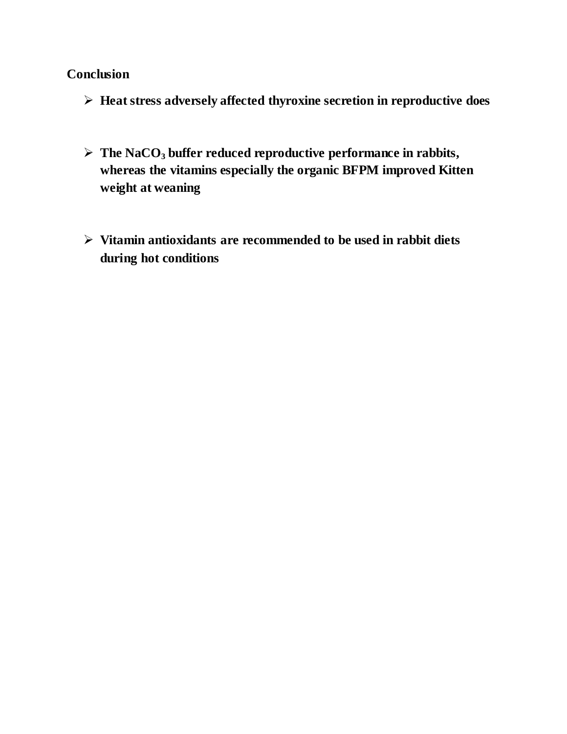**Conclusion**

- **Heat stress adversely affected thyroxine secretion in reproductive does**

- **The $NaCO_3$ buffer reduced reproductive performance in rabbits, whereas the vitamins especially the organic BFPM improved Kitten weight at weaning**

- **Vitamin antioxidants are recommended to be used in rabbit diets during hot conditions**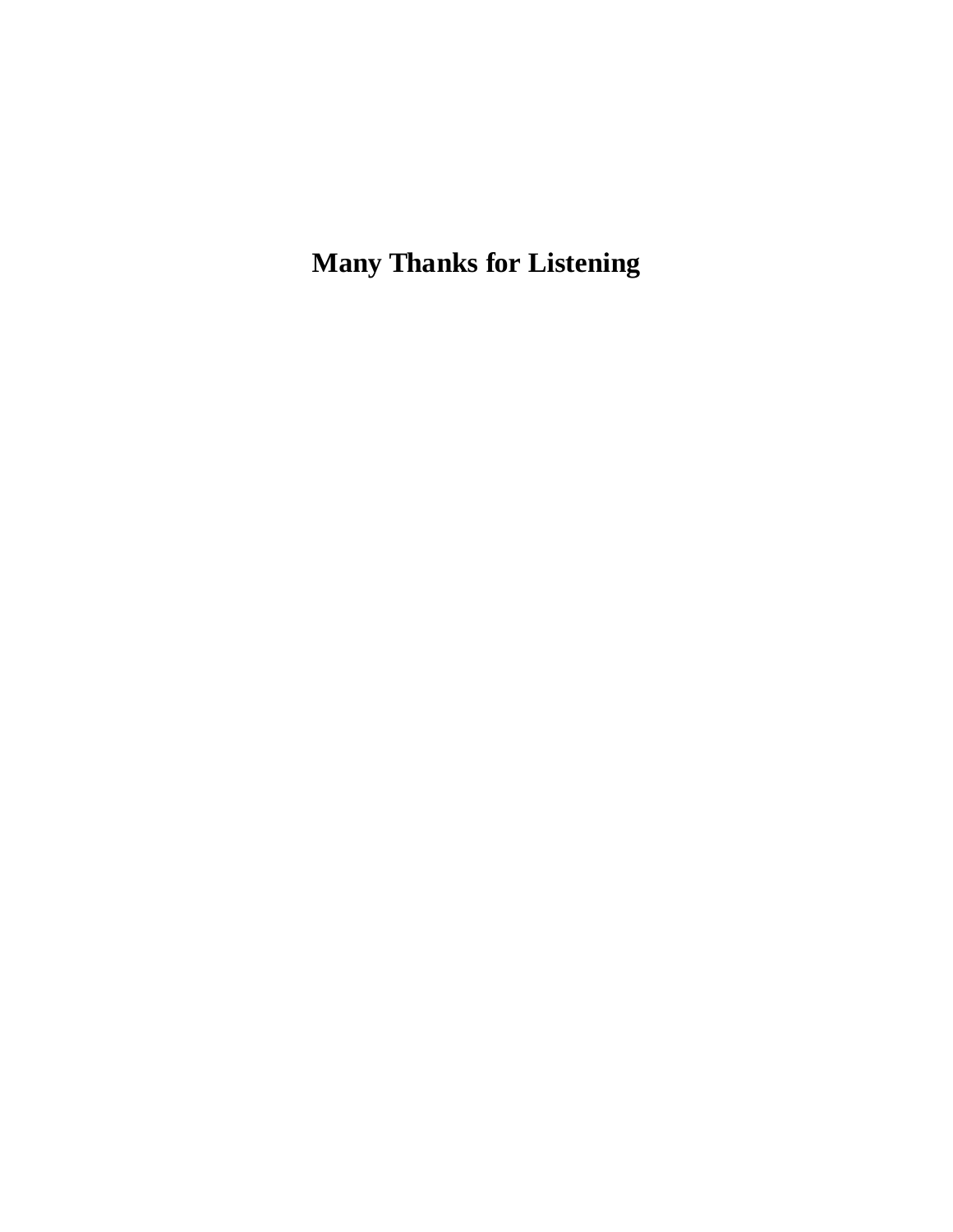**Many Thanks for Listening**